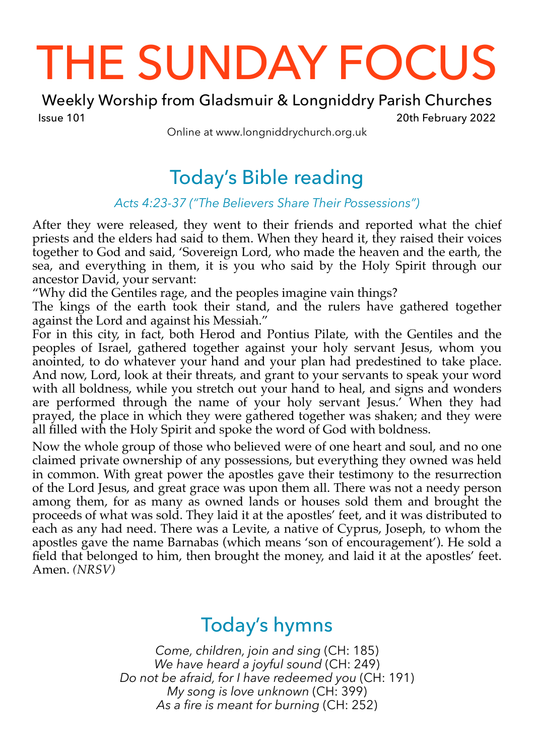# THE SUNDAY FOCUS

Weekly Worship from Gladsmuir & Longniddry Parish Churches

Issue 101 — 20th February 2022

Online at www.longniddrychurch.org.uk

## Today's Bible reading

*Acts 4:23-37 ("The Believers Share Their Possessions")*

After they were released, they went to their friends and reported what the chief priests and the elders had said to them. When they heard it, they raised their voices together to God and said, 'Sovereign Lord, who made the heaven and the earth, the sea, and everything in them, it is you who said by the Holy Spirit through our ancestor David, your servant:
"Why did the Gentiles rage, and the peoples imagine vain things?
The kings of the earth took their stand, and the rulers have gathered together against the Lord and against his Messiah."
For in this city, in fact, both Herod and Pontius Pilate, with the Gentiles and the peoples of Israel, gathered together against your holy servant Jesus, whom you anointed, to do whatever your hand and your plan had predestined to take place. And now, Lord, look at their threats, and grant to your servants to speak your word with all boldness, while you stretch out your hand to heal, and signs and wonders are performed through the name of your holy servant Jesus.' When they had prayed, the place in which they were gathered together was shaken; and they were all filled with the Holy Spirit and spoke the word of God with boldness.

Now the whole group of those who believed were of one heart and soul, and no one claimed private ownership of any possessions, but everything they owned was held in common. With great power the apostles gave their testimony to the resurrection of the Lord Jesus, and great grace was upon them all. There was not a needy person among them, for as many as owned lands or houses sold them and brought the proceeds of what was sold. They laid it at the apostles' feet, and it was distributed to each as any had need. There was a Levite, a native of Cyprus, Joseph, to whom the apostles gave the name Barnabas (which means 'son of encouragement'). He sold a field that belonged to him, then brought the money, and laid it at the apostles' feet. Amen. *(NRSV)*

## Today's hymns

*Come, children, join and sing* (CH: 185)
*We have heard a joyful sound* (CH: 249)
*Do not be afraid, for I have redeemed you* (CH: 191)
*My song is love unknown* (CH: 399)
*As a fire is meant for burning* (CH: 252)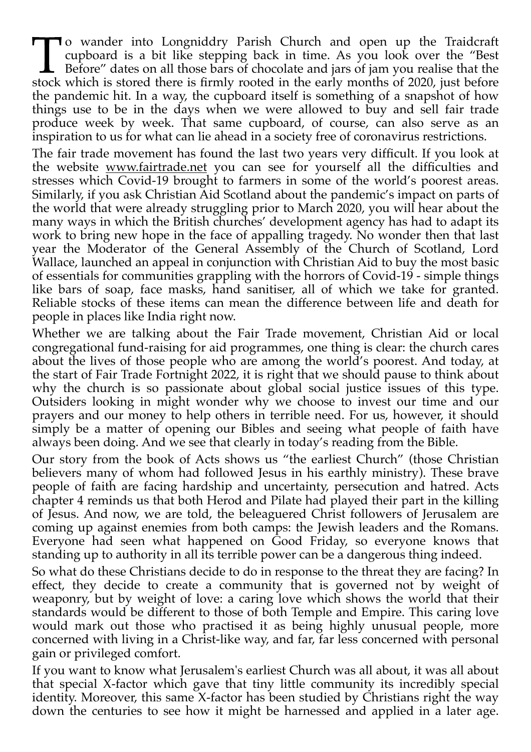To wander into Longniddry Parish Church and open up the Traidcraft cupboard is a bit like stepping back in time. As you look over the "Best Before" dates on all those bars of chocolate and jars of jam you realise that the stock which is stored there is firmly rooted in the early months of 2020, just before the pandemic hit. In a way, the cupboard itself is something of a snapshot of how things use to be in the days when we were allowed to buy and sell fair trade produce week by week. That same cupboard, of course, can also serve as an inspiration to us for what can lie ahead in a society free of coronavirus restrictions.

The fair trade movement has found the last two years very difficult. If you look at the website www.fairtrade.net you can see for yourself all the difficulties and stresses which Covid-19 brought to farmers in some of the world's poorest areas. Similarly, if you ask Christian Aid Scotland about the pandemic's impact on parts of the world that were already struggling prior to March 2020, you will hear about the many ways in which the British churches' development agency has had to adapt its work to bring new hope in the face of appalling tragedy. No wonder then that last year the Moderator of the General Assembly of the Church of Scotland, Lord Wallace, launched an appeal in conjunction with Christian Aid to buy the most basic of essentials for communities grappling with the horrors of Covid-19 - simple things like bars of soap, face masks, hand sanitiser, all of which we take for granted. Reliable stocks of these items can mean the difference between life and death for people in places like India right now.

Whether we are talking about the Fair Trade movement, Christian Aid or local congregational fund-raising for aid programmes, one thing is clear: the church cares about the lives of those people who are among the world's poorest. And today, at the start of Fair Trade Fortnight 2022, it is right that we should pause to think about why the church is so passionate about global social justice issues of this type. Outsiders looking in might wonder why we choose to invest our time and our prayers and our money to help others in terrible need. For us, however, it should simply be a matter of opening our Bibles and seeing what people of faith have always been doing. And we see that clearly in today's reading from the Bible.

Our story from the book of Acts shows us "the earliest Church" (those Christian believers many of whom had followed Jesus in his earthly ministry). These brave people of faith are facing hardship and uncertainty, persecution and hatred. Acts chapter 4 reminds us that both Herod and Pilate had played their part in the killing of Jesus. And now, we are told, the beleaguered Christ followers of Jerusalem are coming up against enemies from both camps: the Jewish leaders and the Romans. Everyone had seen what happened on Good Friday, so everyone knows that standing up to authority in all its terrible power can be a dangerous thing indeed.

So what do these Christians decide to do in response to the threat they are facing? In effect, they decide to create a community that is governed not by weight of weaponry, but by weight of love: a caring love which shows the world that their standards would be different to those of both Temple and Empire. This caring love would mark out those who practised it as being highly unusual people, more concerned with living in a Christ-like way, and far, far less concerned with personal gain or privileged comfort.

If you want to know what Jerusalem's earliest Church was all about, it was all about that special X-factor which gave that tiny little community its incredibly special identity. Moreover, this same X-factor has been studied by Christians right the way down the centuries to see how it might be harnessed and applied in a later age.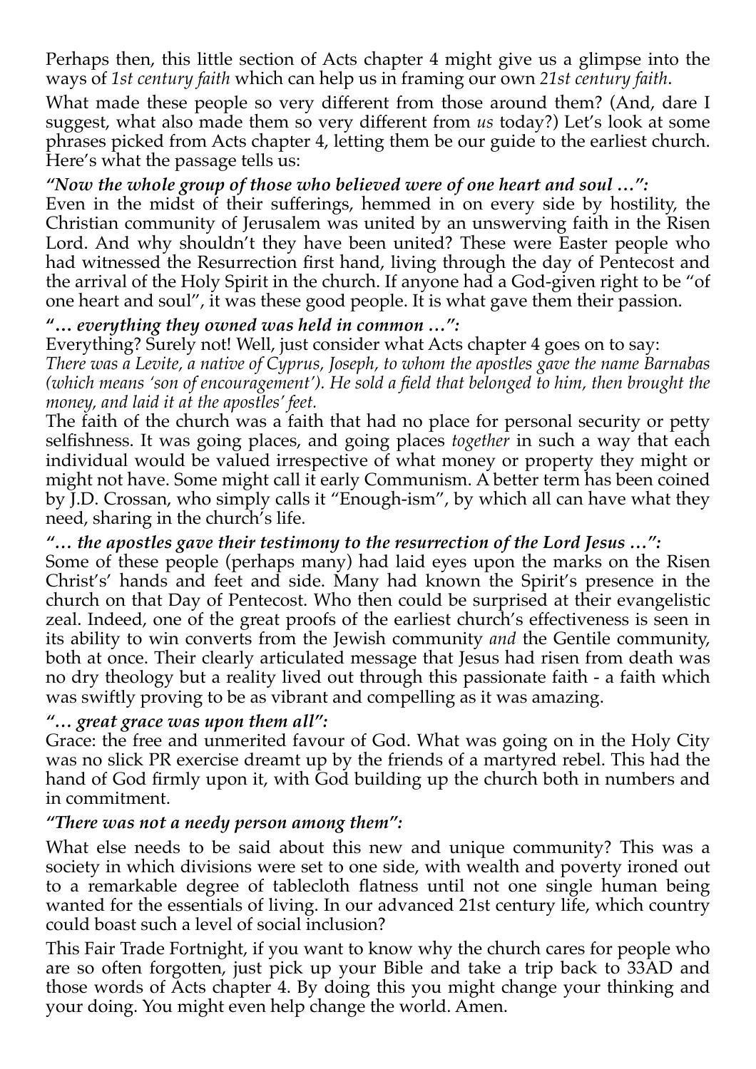Perhaps then, this little section of Acts chapter 4 might give us a glimpse into the ways of *1st century faith* which can help us in framing our own *21st century faith*.

What made these people so very different from those around them? (And, dare I suggest, what also made them so very different from *us* today?) Let's look at some phrases picked from Acts chapter 4, letting them be our guide to the earliest church. Here's what the passage tells us:

***"Now the whole group of those who believed were of one heart and soul …":***
Even in the midst of their sufferings, hemmed in on every side by hostility, the Christian community of Jerusalem was united by an unswerving faith in the Risen Lord. And why shouldn't they have been united? These were Easter people who had witnessed the Resurrection first hand, living through the day of Pentecost and the arrival of the Holy Spirit in the church. If anyone had a God-given right to be "of one heart and soul", it was these good people. It is what gave them their passion.

***"… everything they owned was held in common …":***
Everything? Surely not! Well, just consider what Acts chapter 4 goes on to say:
*There was a Levite, a native of Cyprus, Joseph, to whom the apostles gave the name Barnabas (which means 'son of encouragement'). He sold a field that belonged to him, then brought the money, and laid it at the apostles' feet.*
The faith of the church was a faith that had no place for personal security or petty selfishness. It was going places, and going places *together* in such a way that each individual would be valued irrespective of what money or property they might or might not have. Some might call it early Communism. A better term has been coined by J.D. Crossan, who simply calls it "Enough-ism", by which all can have what they need, sharing in the church's life.

***"… the apostles gave their testimony to the resurrection of the Lord Jesus …":***
Some of these people (perhaps many) had laid eyes upon the marks on the Risen Christ's' hands and feet and side. Many had known the Spirit's presence in the church on that Day of Pentecost. Who then could be surprised at their evangelistic zeal. Indeed, one of the great proofs of the earliest church's effectiveness is seen in its ability to win converts from the Jewish community *and* the Gentile community, both at once. Their clearly articulated message that Jesus had risen from death was no dry theology but a reality lived out through this passionate faith - a faith which was swiftly proving to be as vibrant and compelling as it was amazing.

***"… great grace was upon them all":***
Grace: the free and unmerited favour of God. What was going on in the Holy City was no slick PR exercise dreamt up by the friends of a martyred rebel. This had the hand of God firmly upon it, with God building up the church both in numbers and in commitment.

***"There was not a needy person among them":***

What else needs to be said about this new and unique community? This was a society in which divisions were set to one side, with wealth and poverty ironed out to a remarkable degree of tablecloth flatness until not one single human being wanted for the essentials of living. In our advanced 21st century life, which country could boast such a level of social inclusion?

This Fair Trade Fortnight, if you want to know why the church cares for people who are so often forgotten, just pick up your Bible and take a trip back to 33AD and those words of Acts chapter 4. By doing this you might change your thinking and your doing. You might even help change the world. Amen.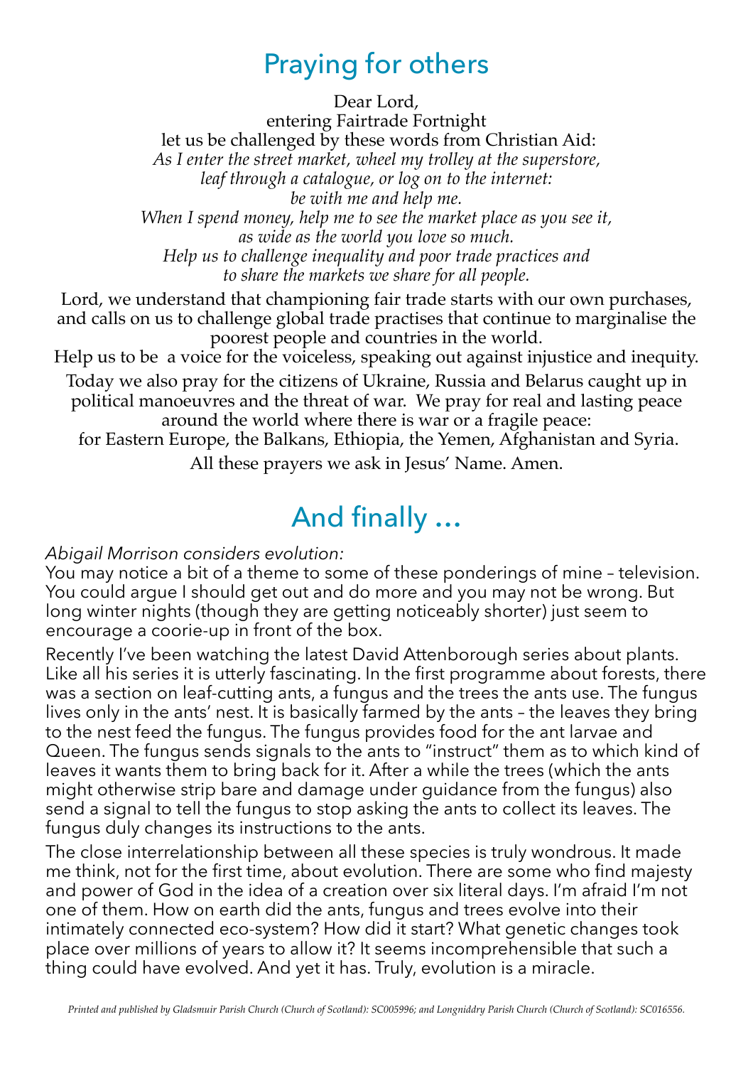## Praying for others

Dear Lord,
entering Fairtrade Fortnight
let us be challenged by these words from Christian Aid:
*As I enter the street market, wheel my trolley at the superstore,*
*leaf through a catalogue, or log on to the internet:*
*be with me and help me.*
*When I spend money, help me to see the market place as you see it,*
*as wide as the world you love so much.*
*Help us to challenge inequality and poor trade practices and*
*to share the markets we share for all people.*

Lord, we understand that championing fair trade starts with our own purchases, and calls on us to challenge global trade practises that continue to marginalise the poorest people and countries in the world.

Help us to be a voice for the voiceless, speaking out against injustice and inequity.

Today we also pray for the citizens of Ukraine, Russia and Belarus caught up in political manoeuvres and the threat of war. We pray for real and lasting peace around the world where there is war or a fragile peace:
for Eastern Europe, the Balkans, Ethiopia, the Yemen, Afghanistan and Syria.

All these prayers we ask in Jesus' Name. Amen.

## And finally …

*Abigail Morrison considers evolution:*

You may notice a bit of a theme to some of these ponderings of mine – television. You could argue I should get out and do more and you may not be wrong. But long winter nights (though they are getting noticeably shorter) just seem to encourage a coorie-up in front of the box.

Recently I've been watching the latest David Attenborough series about plants. Like all his series it is utterly fascinating. In the first programme about forests, there was a section on leaf-cutting ants, a fungus and the trees the ants use. The fungus lives only in the ants' nest. It is basically farmed by the ants – the leaves they bring to the nest feed the fungus. The fungus provides food for the ant larvae and Queen. The fungus sends signals to the ants to "instruct" them as to which kind of leaves it wants them to bring back for it. After a while the trees (which the ants might otherwise strip bare and damage under guidance from the fungus) also send a signal to tell the fungus to stop asking the ants to collect its leaves. The fungus duly changes its instructions to the ants.

The close interrelationship between all these species is truly wondrous. It made me think, not for the first time, about evolution. There are some who find majesty and power of God in the idea of a creation over six literal days. I'm afraid I'm not one of them. How on earth did the ants, fungus and trees evolve into their intimately connected eco-system? How did it start? What genetic changes took place over millions of years to allow it? It seems incomprehensible that such a thing could have evolved. And yet it has. Truly, evolution is a miracle.

*Printed and published by Gladsmuir Parish Church (Church of Scotland): SC005996; and Longniddry Parish Church (Church of Scotland): SC016556.*